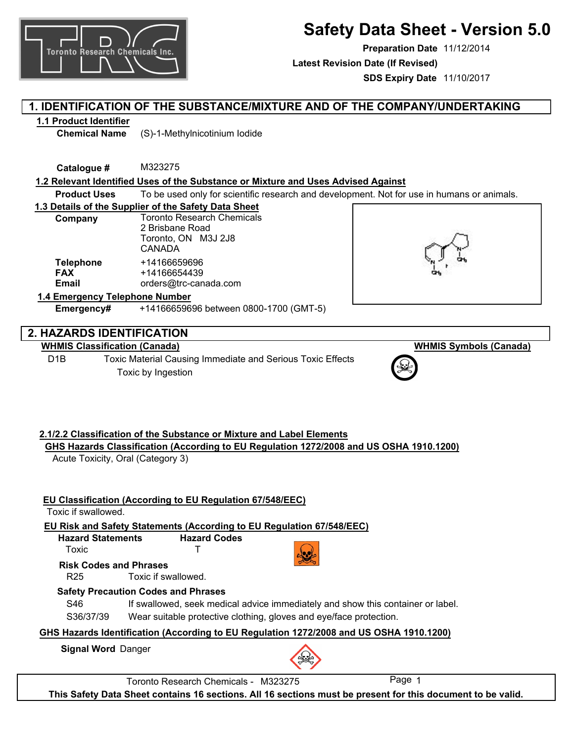# Safety Data Sheet - Version 5.0

**Preparation Date** 11/12/2014

**Latest Revision Date (If Revised)**

**SDS Expiry Date** 11/10/2017

## 1. IDENTIFICATION OF THE SUBSTANCE/MIXTURE AND OF THE COMPANY/UNDERTAKING

### 1.1 Product Identifier

**Chemical Name** (S)-1-Methylnicotinium Iodide

**Catalogue #** M323275

### 1.2 Relevant Identified Uses of the Substance or Mixture and Uses Advised Against

**Product Uses** To be used only for scientific research and development. Not for use in humans or animals.

### 1.3 Details of the Supplier of the Safety Data Sheet

**Company**
Toronto Research Chemicals
2 Brisbane Road
Toronto, ON M3J 2J8
CANADA

**Telephone** +14166659696
**FAX** +14166654439
**Email** orders@trc-canada.com

### 1.4 Emergency Telephone Number

**Emergency#** +14166659696 between 0800-1700 (GMT-5)

## 2. HAZARDS IDENTIFICATION

### WHMIS Classification (Canada)

D1B Toxic Material Causing Immediate and Serious Toxic Effects
Toxic by Ingestion

### WHMIS Symbols (Canada)

### 2.1/2.2 Classification of the Substance or Mixture and Label Elements

#### GHS Hazards Classification (According to EU Regulation 1272/2008 and US OSHA 1910.1200)

Acute Toxicity, Oral (Category 3)

#### EU Classification (According to EU Regulation 67/548/EEC)

Toxic if swallowed.

#### EU Risk and Safety Statements (According to EU Regulation 67/548/EEC)

| Hazard Statements | Hazard Codes |
|---|---|
| Toxic | T |

**Risk Codes and Phrases**

R25 Toxic if swallowed.

**Safety Precaution Codes and Phrases**

S46 If swallowed, seek medical advice immediately and show this container or label.

S36/37/39 Wear suitable protective clothing, gloves and eye/face protection.

#### GHS Hazards Identification (According to EU Regulation 1272/2008 and US OSHA 1910.1200)

**Signal Word** Danger

This Safety Data Sheet contains 16 sections. All 16 sections must be present for this document to be valid.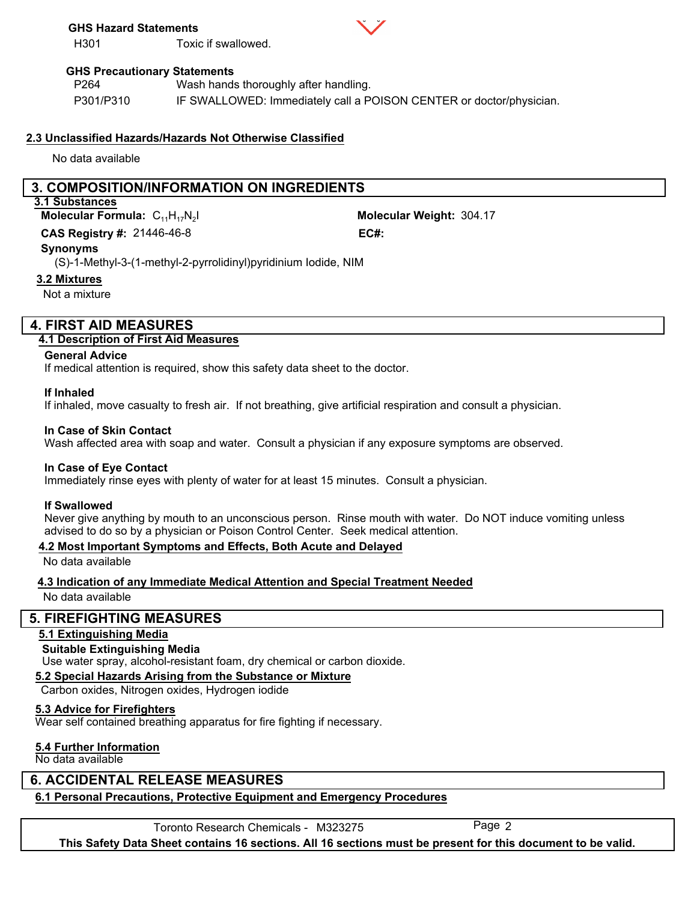**GHS Hazard Statements**

| | |
|---|---|
| H301 | Toxic if swallowed. |

**GHS Precautionary Statements**

| | |
|---|---|
| P264 | Wash hands thoroughly after handling. |
| P301/P310 | IF SWALLOWED: Immediately call a POISON CENTER or doctor/physician. |

### 2.3 Unclassified Hazards/Hazards Not Otherwise Classified

No data available

## 3. COMPOSITION/INFORMATION ON INGREDIENTS

### 3.1 Substances

**Molecular Formula:** $C_{11}H_{17}N_2I$

**Molecular Weight:** 304.17

**CAS Registry #:** 21446-46-8

**EC#:**

**Synonyms**

(S)-1-Methyl-3-(1-methyl-2-pyrrolidinyl)pyridinium Iodide, NIM

### 3.2 Mixtures

Not a mixture

## 4. FIRST AID MEASURES

### 4.1 Description of First Aid Measures

**General Advice**

If medical attention is required, show this safety data sheet to the doctor.

**If Inhaled**

If inhaled, move casualty to fresh air. If not breathing, give artificial respiration and consult a physician.

**In Case of Skin Contact**

Wash affected area with soap and water. Consult a physician if any exposure symptoms are observed.

**In Case of Eye Contact**

Immediately rinse eyes with plenty of water for at least 15 minutes. Consult a physician.

**If Swallowed**

Never give anything by mouth to an unconscious person. Rinse mouth with water. Do NOT induce vomiting unless advised to do so by a physician or Poison Control Center. Seek medical attention.

### 4.2 Most Important Symptoms and Effects, Both Acute and Delayed

No data available

### 4.3 Indication of any Immediate Medical Attention and Special Treatment Needed

No data available

## 5. FIREFIGHTING MEASURES

### 5.1 Extinguishing Media

**Suitable Extinguishing Media**

Use water spray, alcohol-resistant foam, dry chemical or carbon dioxide.

### 5.2 Special Hazards Arising from the Substance or Mixture

Carbon oxides, Nitrogen oxides, Hydrogen iodide

### 5.3 Advice for Firefighters

Wear self contained breathing apparatus for fire fighting if necessary.

### 5.4 Further Information

No data available

## 6. ACCIDENTAL RELEASE MEASURES

### 6.1 Personal Precautions, Protective Equipment and Emergency Procedures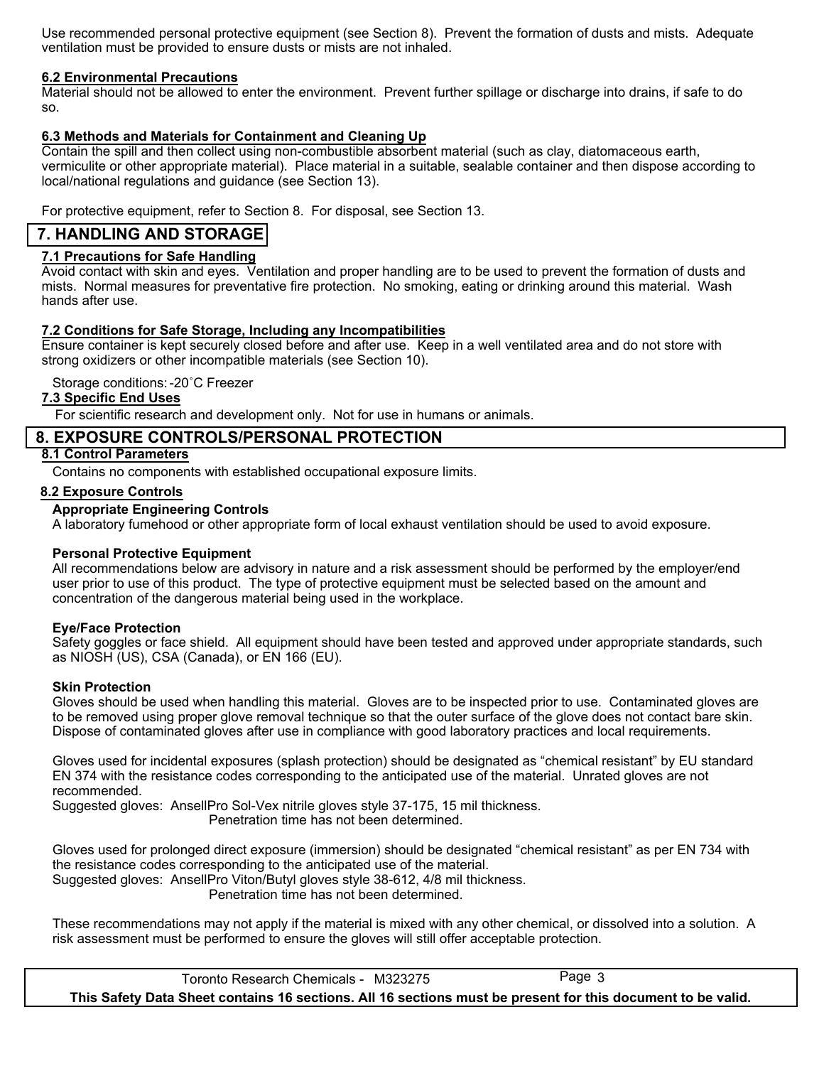Use recommended personal protective equipment (see Section 8). Prevent the formation of dusts and mists. Adequate ventilation must be provided to ensure dusts or mists are not inhaled.

### 6.2 Environmental Precautions

Material should not be allowed to enter the environment. Prevent further spillage or discharge into drains, if safe to do so.

### 6.3 Methods and Materials for Containment and Cleaning Up

Contain the spill and then collect using non-combustible absorbent material (such as clay, diatomaceous earth, vermiculite or other appropriate material). Place material in a suitable, sealable container and then dispose according to local/national regulations and guidance (see Section 13).

For protective equipment, refer to Section 8. For disposal, see Section 13.

## 7. HANDLING AND STORAGE

### 7.1 Precautions for Safe Handling

Avoid contact with skin and eyes. Ventilation and proper handling are to be used to prevent the formation of dusts and mists. Normal measures for preventative fire protection. No smoking, eating or drinking around this material. Wash hands after use.

### 7.2 Conditions for Safe Storage, Including any Incompatibilities

Ensure container is kept securely closed before and after use. Keep in a well ventilated area and do not store with strong oxidizers or other incompatible materials (see Section 10).

Storage conditions: -20˚C Freezer

### 7.3 Specific End Uses

For scientific research and development only. Not for use in humans or animals.

## 8. EXPOSURE CONTROLS/PERSONAL PROTECTION

### 8.1 Control Parameters

Contains no components with established occupational exposure limits.

### 8.2 Exposure Controls

**Appropriate Engineering Controls**

A laboratory fumehood or other appropriate form of local exhaust ventilation should be used to avoid exposure.

**Personal Protective Equipment**

All recommendations below are advisory in nature and a risk assessment should be performed by the employer/end user prior to use of this product. The type of protective equipment must be selected based on the amount and concentration of the dangerous material being used in the workplace.

**Eye/Face Protection**

Safety goggles or face shield. All equipment should have been tested and approved under appropriate standards, such as NIOSH (US), CSA (Canada), or EN 166 (EU).

**Skin Protection**

Gloves should be used when handling this material. Gloves are to be inspected prior to use. Contaminated gloves are to be removed using proper glove removal technique so that the outer surface of the glove does not contact bare skin. Dispose of contaminated gloves after use in compliance with good laboratory practices and local requirements.

Gloves used for incidental exposures (splash protection) should be designated as “chemical resistant” by EU standard EN 374 with the resistance codes corresponding to the anticipated use of the material. Unrated gloves are not recommended.

Suggested gloves: AnsellPro Sol-Vex nitrile gloves style 37-175, 15 mil thickness.
Penetration time has not been determined.

Gloves used for prolonged direct exposure (immersion) should be designated “chemical resistant” as per EN 734 with the resistance codes corresponding to the anticipated use of the material.

Suggested gloves: AnsellPro Viton/Butyl gloves style 38-612, 4/8 mil thickness.
Penetration time has not been determined.

These recommendations may not apply if the material is mixed with any other chemical, or dissolved into a solution. A risk assessment must be performed to ensure the gloves will still offer acceptable protection.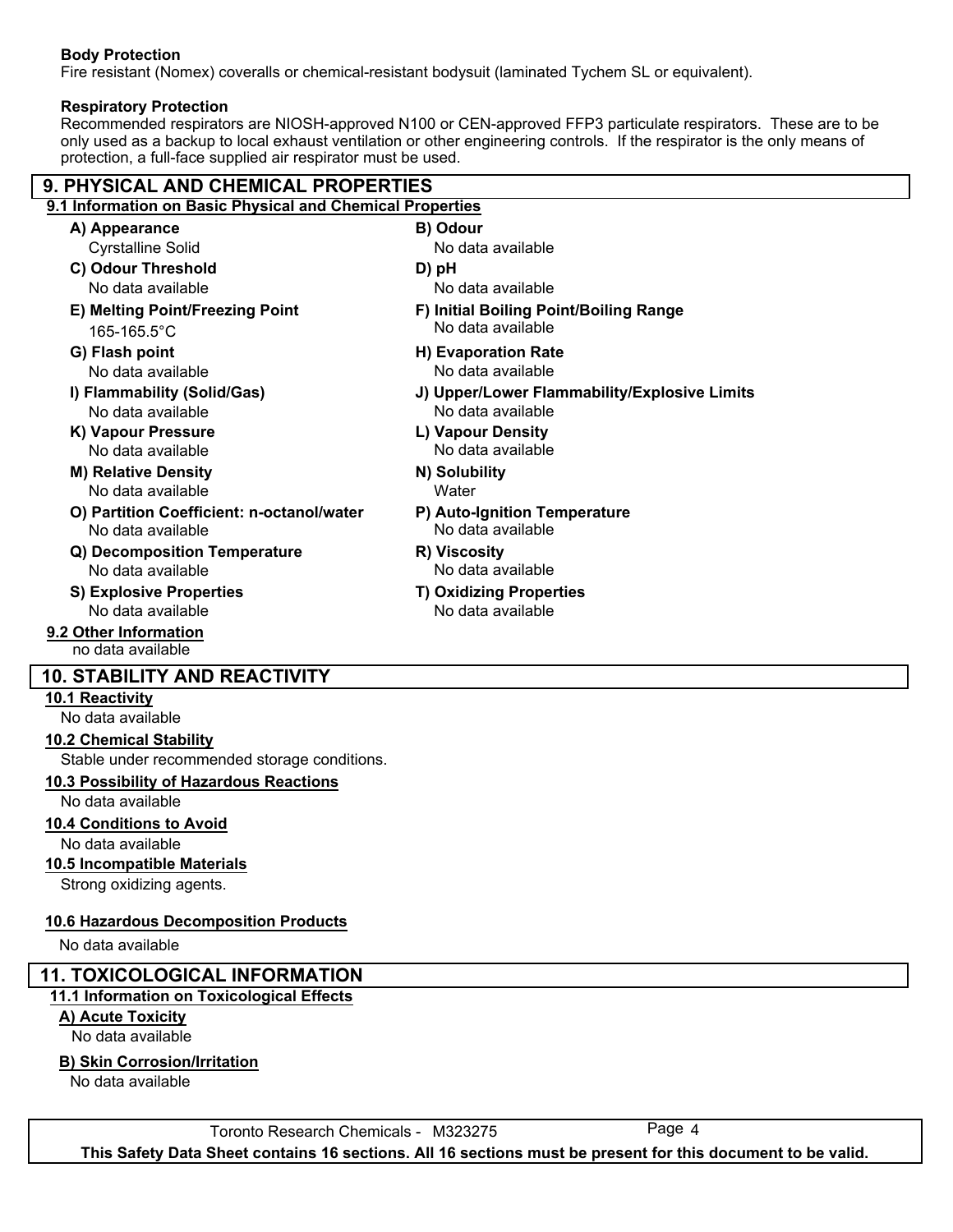**Body Protection**

Fire resistant (Nomex) coveralls or chemical-resistant bodysuit (laminated Tychem SL or equivalent).

**Respiratory Protection**

Recommended respirators are NIOSH-approved N100 or CEN-approved FFP3 particulate respirators. These are to be only used as a backup to local exhaust ventilation or other engineering controls. If the respirator is the only means of protection, a full-face supplied air respirator must be used.

## 9. PHYSICAL AND CHEMICAL PROPERTIES

### 9.1 Information on Basic Physical and Chemical Properties

**A) Appearance**
Cyrstalline Solid

**B) Odour**
No data available

**C) Odour Threshold**
No data available

**D) pH**
No data available

**E) Melting Point/Freezing Point**
165-165.5°C

**F) Initial Boiling Point/Boiling Range**
No data available

**G) Flash point**
No data available

**H) Evaporation Rate**
No data available

**I) Flammability (Solid/Gas)**
No data available

**J) Upper/Lower Flammability/Explosive Limits**
No data available

**K) Vapour Pressure**
No data available

**L) Vapour Density**
No data available

**M) Relative Density**
No data available

**N) Solubility**
Water

**O) Partition Coefficient: n-octanol/water**
No data available

**P) Auto-Ignition Temperature**
No data available

**Q) Decomposition Temperature**
No data available

**R) Viscosity**
No data available

**S) Explosive Properties**
No data available

**T) Oxidizing Properties**
No data available

### 9.2 Other Information

no data available

## 10. STABILITY AND REACTIVITY

### 10.1 Reactivity

No data available

### 10.2 Chemical Stability

Stable under recommended storage conditions.

### 10.3 Possibility of Hazardous Reactions

No data available

### 10.4 Conditions to Avoid

No data available

### 10.5 Incompatible Materials

Strong oxidizing agents.

### 10.6 Hazardous Decomposition Products

No data available

## 11. TOXICOLOGICAL INFORMATION

### 11.1 Information on Toxicological Effects

**A) Acute Toxicity**

No data available

**B) Skin Corrosion/Irritation**

No data available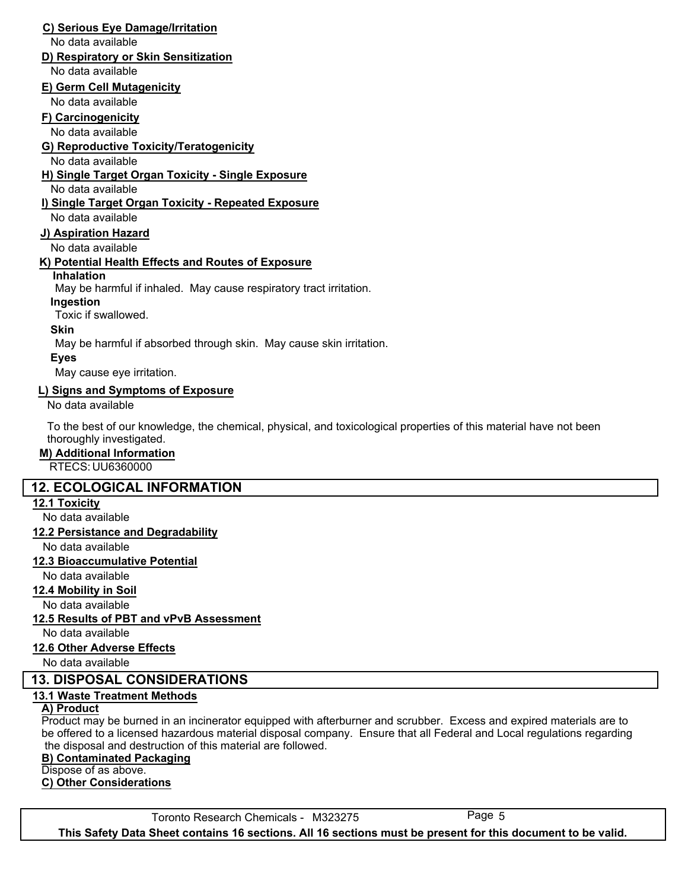**C) Serious Eye Damage/Irritation**

No data available

**D) Respiratory or Skin Sensitization**

No data available

**E) Germ Cell Mutagenicity**

No data available

**F) Carcinogenicity**

No data available

**G) Reproductive Toxicity/Teratogenicity**

No data available

**H) Single Target Organ Toxicity - Single Exposure**

No data available

**I) Single Target Organ Toxicity - Repeated Exposure**

No data available

**J) Aspiration Hazard**

No data available

**K) Potential Health Effects and Routes of Exposure**

**Inhalation**

May be harmful if inhaled. May cause respiratory tract irritation.

**Ingestion**

Toxic if swallowed.

**Skin**

May be harmful if absorbed through skin. May cause skin irritation.

**Eyes**

May cause eye irritation.

**L) Signs and Symptoms of Exposure**

No data available

To the best of our knowledge, the chemical, physical, and toxicological properties of this material have not been thoroughly investigated.

**M) Additional Information**

RTECS: UU6360000

## 12. ECOLOGICAL INFORMATION

**12.1 Toxicity**

No data available

**12.2 Persistance and Degradability**

No data available

**12.3 Bioaccumulative Potential**

No data available

**12.4 Mobility in Soil**

No data available

**12.5 Results of PBT and vPvB Assessment**

No data available

**12.6 Other Adverse Effects**

No data available

## 13. DISPOSAL CONSIDERATIONS

**13.1 Waste Treatment Methods**

**A) Product**

Product may be burned in an incinerator equipped with afterburner and scrubber. Excess and expired materials are to be offered to a licensed hazardous material disposal company. Ensure that all Federal and Local regulations regarding the disposal and destruction of this material are followed.

**B) Contaminated Packaging**

Dispose of as above.

**C) Other Considerations**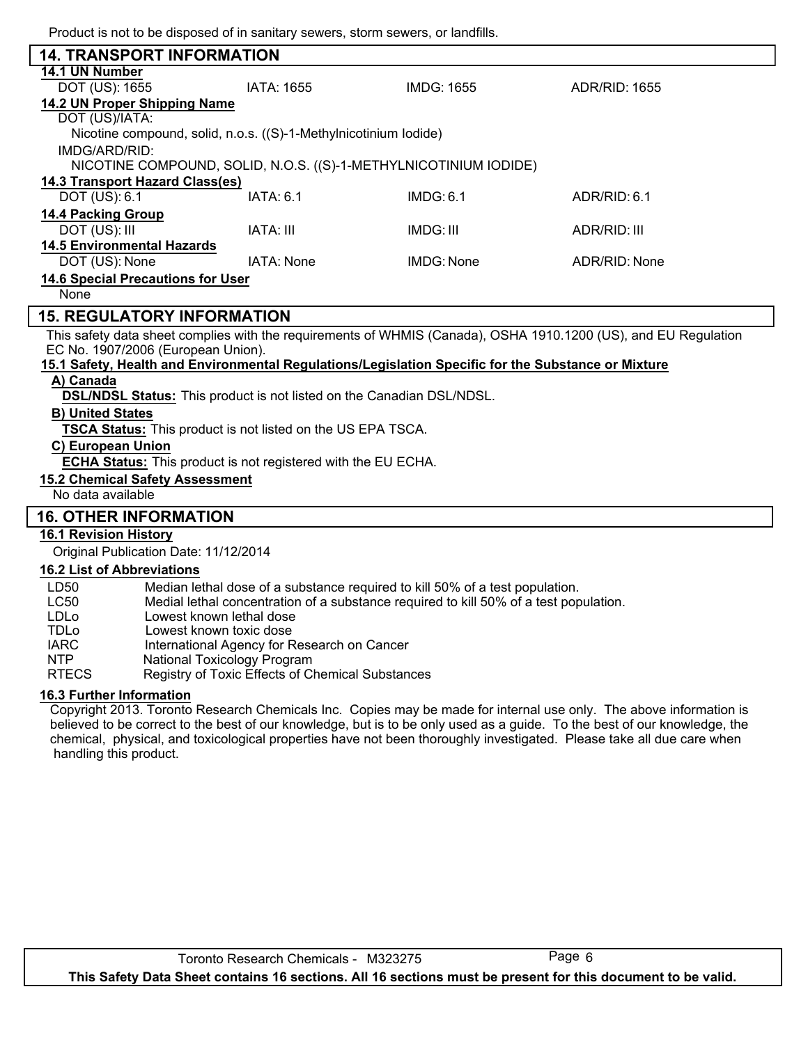Product is not to be disposed of in sanitary sewers, storm sewers, or landfills.

## 14. TRANSPORT INFORMATION

**14.1 UN Number**

| | | | |
|---|---|---|---|
| DOT (US): 1655 | IATA: 1655 | IMDG: 1655 | ADR/RID: 1655 |

**14.2 UN Proper Shipping Name**

DOT (US)/IATA:

Nicotine compound, solid, n.o.s. ((S)-1-Methylnicotinium Iodide)

IMDG/ARD/RID:

NICOTINE COMPOUND, SOLID, N.O.S. ((S)-1-METHYLNICOTINIUM IODIDE)

**14.3 Transport Hazard Class(es)**

| | | | |
|---|---|---|---|
| DOT (US): 6.1 | IATA: 6.1 | IMDG: 6.1 | ADR/RID: 6.1 |

**14.4 Packing Group**

| | | | |
|---|---|---|---|
| DOT (US): III | IATA: III | IMDG: III | ADR/RID: III |

**14.5 Environmental Hazards**

| | | | |
|---|---|---|---|
| DOT (US): None | IATA: None | IMDG: None | ADR/RID: None |

**14.6 Special Precautions for User**

None

## 15. REGULATORY INFORMATION

This safety data sheet complies with the requirements of WHMIS (Canada), OSHA 1910.1200 (US), and EU Regulation EC No. 1907/2006 (European Union).

**15.1 Safety, Health and Environmental Regulations/Legislation Specific for the Substance or Mixture**

**A) Canada**

**DSL/NDSL Status:** This product is not listed on the Canadian DSL/NDSL.

**B) United States**

**TSCA Status:** This product is not listed on the US EPA TSCA.

**C) European Union**

**ECHA Status:** This product is not registered with the EU ECHA.

**15.2 Chemical Safety Assessment**

No data available

## 16. OTHER INFORMATION

**16.1 Revision History**

Original Publication Date: 11/12/2014

**16.2 List of Abbreviations**

| | |
|---|---|
| LD50 | Median lethal dose of a substance required to kill 50% of a test population. |
| LC50 | Medial lethal concentration of a substance required to kill 50% of a test population. |
| LDLo | Lowest known lethal dose |
| TDLo | Lowest known toxic dose |
| IARC | International Agency for Research on Cancer |
| NTP | National Toxicology Program |
| RTECS | Registry of Toxic Effects of Chemical Substances |

**16.3 Further Information**

Copyright 2013. Toronto Research Chemicals Inc. Copies may be made for internal use only. The above information is believed to be correct to the best of our knowledge, but is to be only used as a guide. To the best of our knowledge, the chemical, physical, and toxicological properties have not been thoroughly investigated. Please take all due care when handling this product.

Toronto Research Chemicals - M323275

This Safety Data Sheet contains 16 sections. All 16 sections must be present for this document to be valid.